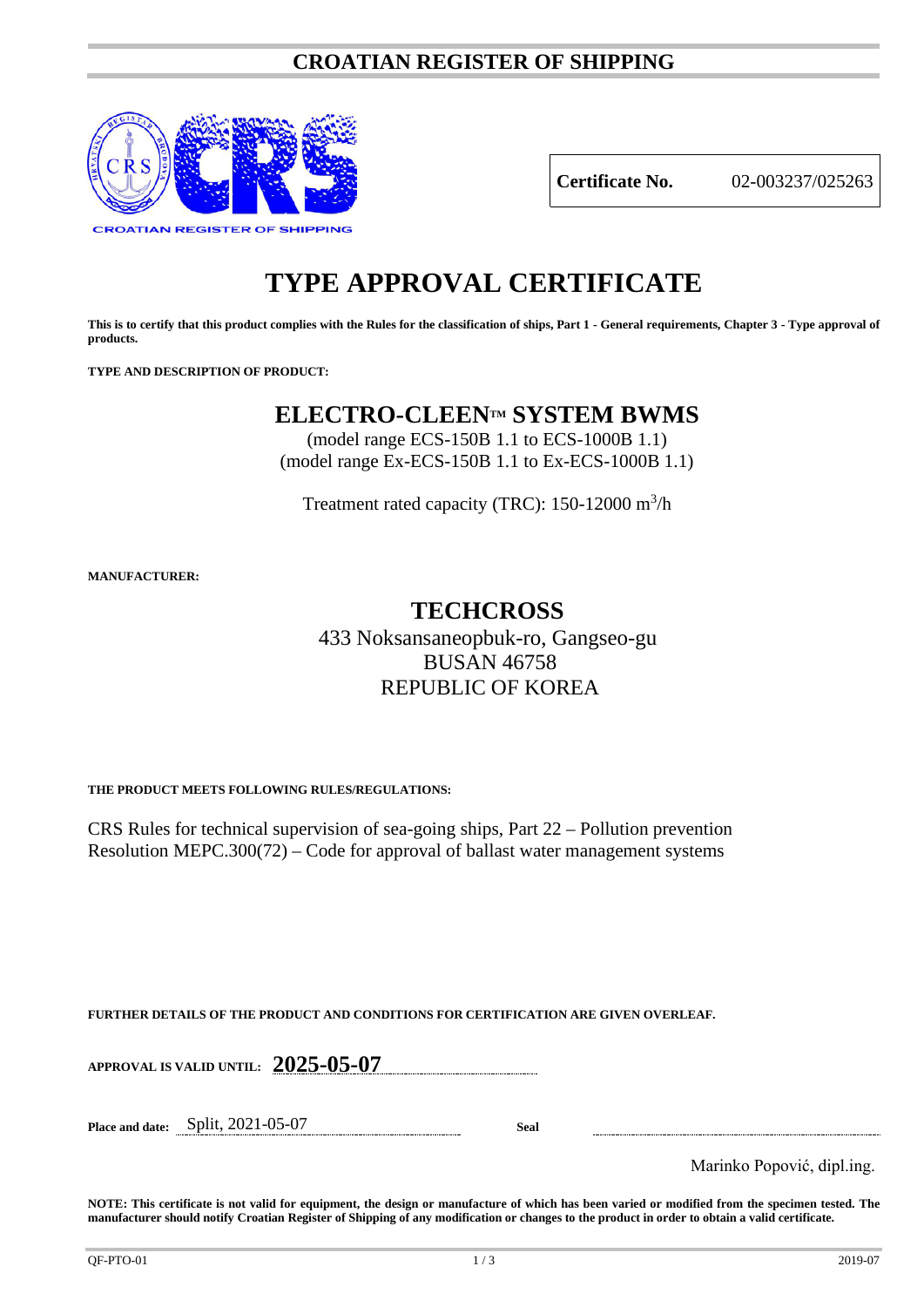# CROATIAN REGISTER OF SHIPPING

| **Certificate No.** | 02-003237/025263 |
|---|---|

# TYPE APPROVAL CERTIFICATE

**This is to certify that this product complies with the Rules for the classification of ships, Part 1 - General requirements, Chapter 3 - Type approval of products.**

**TYPE AND DESCRIPTION OF PRODUCT:**

## ELECTRO-CLEEN™ SYSTEM BWMS

(model range ECS-150B 1.1 to ECS-1000B 1.1)
(model range Ex-ECS-150B 1.1 to Ex-ECS-1000B 1.1)

Treatment rated capacity (TRC): 150-12000 $m^3/h$

**MANUFACTURER:**

## TECHCROSS

433 Noksansaneopbuk-ro, Gangseo-gu
BUSAN 46758
REPUBLIC OF KOREA

**THE PRODUCT MEETS FOLLOWING RULES/REGULATIONS:**

CRS Rules for technical supervision of sea-going ships, Part 22 – Pollution prevention
Resolution MEPC.300(72) – Code for approval of ballast water management systems

**FURTHER DETAILS OF THE PRODUCT AND CONDITIONS FOR CERTIFICATION ARE GIVEN OVERLEAF.**

**APPROVAL IS VALID UNTIL:** **2025-05-07**

**Place and date:** Split, 2021-05-07

**Seal**

Marinko Popović, dipl.ing.

**NOTE: This certificate is not valid for equipment, the design or manufacture of which has been varied or modified from the specimen tested. The manufacturer should notify Croatian Register of Shipping of any modification or changes to the product in order to obtain a valid certificate.**

QF-PTO-01 2019-07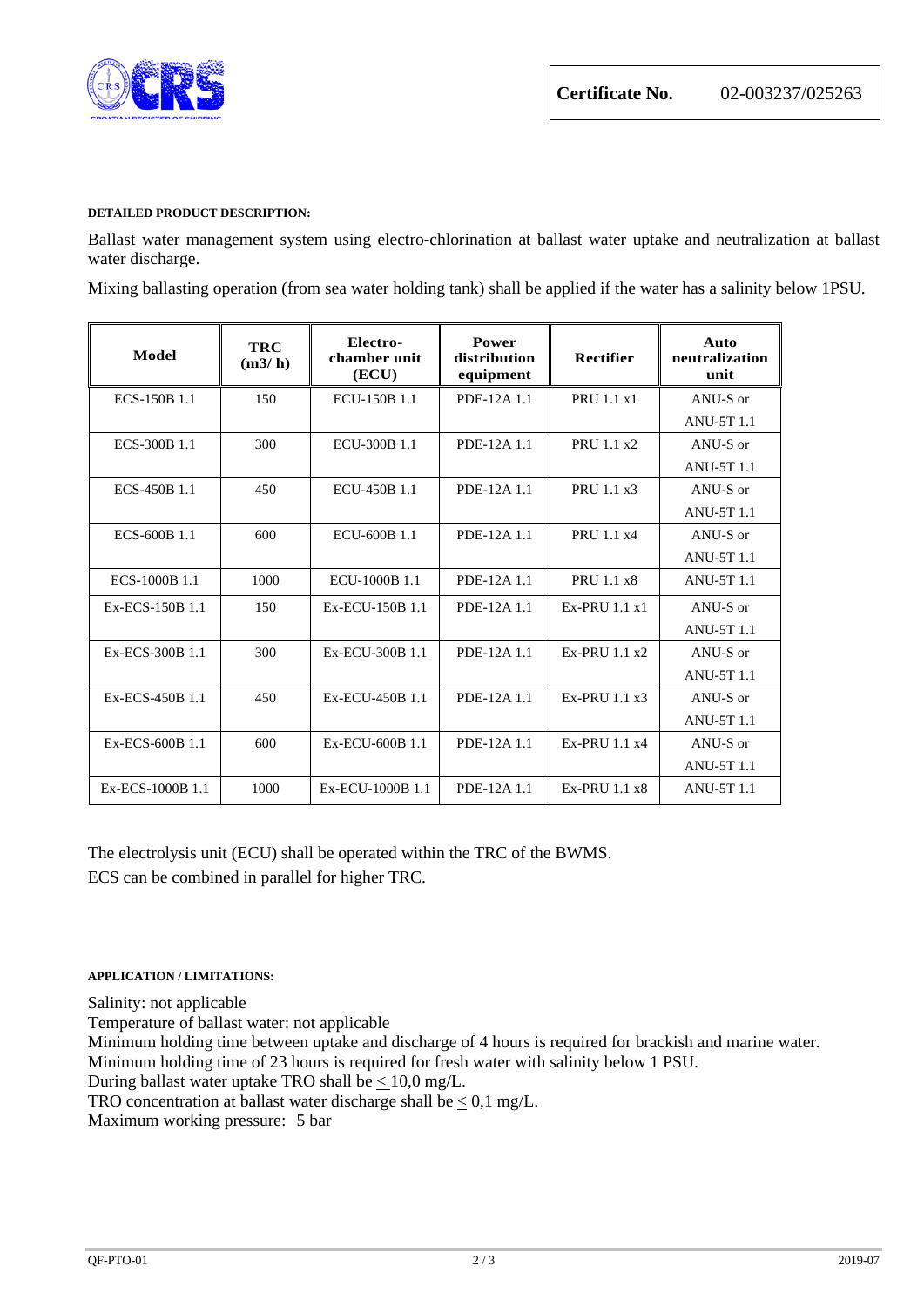**Certificate No.** 02-003237/025263

**DETAILED PRODUCT DESCRIPTION:**

Ballast water management system using electro-chlorination at ballast water uptake and neutralization at ballast water discharge.

Mixing ballasting operation (from sea water holding tank) shall be applied if the water has a salinity below 1PSU.

| Model | TRC (m3/ h) | Electro-chamber unit (ECU) | Power distribution equipment | Rectifier | Auto neutralization unit |
|---|---|---|---|---|---|
| ECS-150B 1.1 | 150 | ECU-150B 1.1 | PDE-12A 1.1 | PRU 1.1 x1 | ANU-S or ANU-5T 1.1 |
| ECS-300B 1.1 | 300 | ECU-300B 1.1 | PDE-12A 1.1 | PRU 1.1 x2 | ANU-S or ANU-5T 1.1 |
| ECS-450B 1.1 | 450 | ECU-450B 1.1 | PDE-12A 1.1 | PRU 1.1 x3 | ANU-S or ANU-5T 1.1 |
| ECS-600B 1.1 | 600 | ECU-600B 1.1 | PDE-12A 1.1 | PRU 1.1 x4 | ANU-S or ANU-5T 1.1 |
| ECS-1000B 1.1 | 1000 | ECU-1000B 1.1 | PDE-12A 1.1 | PRU 1.1 x8 | ANU-5T 1.1 |
| Ex-ECS-150B 1.1 | 150 | Ex-ECU-150B 1.1 | PDE-12A 1.1 | Ex-PRU 1.1 x1 | ANU-S or ANU-5T 1.1 |
| Ex-ECS-300B 1.1 | 300 | Ex-ECU-300B 1.1 | PDE-12A 1.1 | Ex-PRU 1.1 x2 | ANU-S or ANU-5T 1.1 |
| Ex-ECS-450B 1.1 | 450 | Ex-ECU-450B 1.1 | PDE-12A 1.1 | Ex-PRU 1.1 x3 | ANU-S or ANU-5T 1.1 |
| Ex-ECS-600B 1.1 | 600 | Ex-ECU-600B 1.1 | PDE-12A 1.1 | Ex-PRU 1.1 x4 | ANU-S or ANU-5T 1.1 |
| Ex-ECS-1000B 1.1 | 1000 | Ex-ECU-1000B 1.1 | PDE-12A 1.1 | Ex-PRU 1.1 x8 | ANU-5T 1.1 |

The electrolysis unit (ECU) shall be operated within the TRC of the BWMS.
ECS can be combined in parallel for higher TRC.

**APPLICATION / LIMITATIONS:**

Salinity: not applicable
Temperature of ballast water: not applicable
Minimum holding time between uptake and discharge of 4 hours is required for brackish and marine water.
Minimum holding time of 23 hours is required for fresh water with salinity below 1 PSU.
During ballast water uptake TRO shall be $\leq$ 10,0 mg/L.
TRO concentration at ballast water discharge shall be $\leq$ 0,1 mg/L.
Maximum working pressure: 5 bar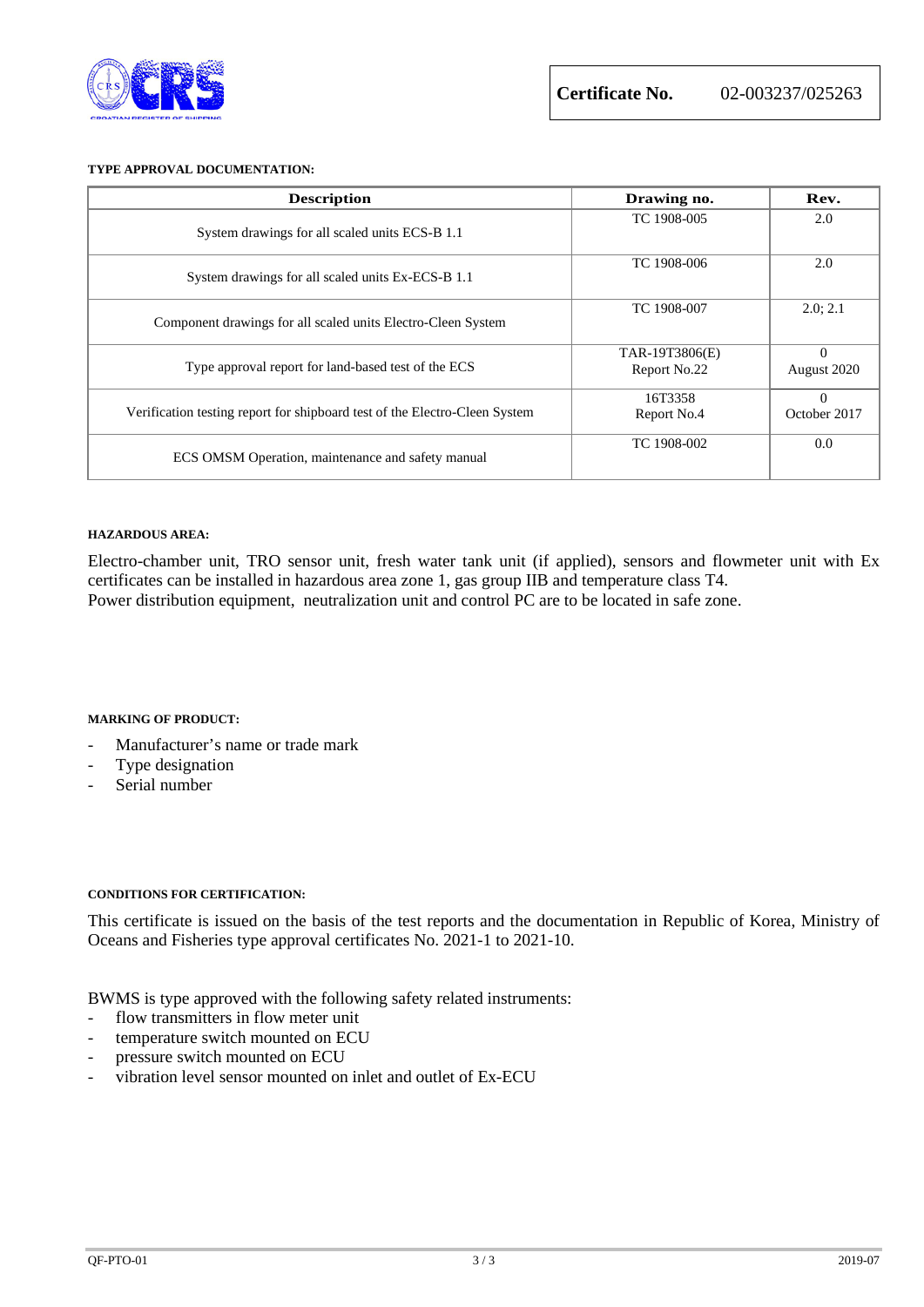**Certificate No.** 02-003237/025263

**TYPE APPROVAL DOCUMENTATION:**

| Description | Drawing no. | Rev. |
|---|---|---|
| System drawings for all scaled units ECS-B 1.1 | TC 1908-005 | 2.0 |
| System drawings for all scaled units Ex-ECS-B 1.1 | TC 1908-006 | 2.0 |
| Component drawings for all scaled units Electro-Cleen System | TC 1908-007 | 2.0; 2.1 |
| Type approval report for land-based test of the ECS | TAR-19T3806(E) Report No.22 | 0 August 2020 |
| Verification testing report for shipboard test of the Electro-Cleen System | 16T3358 Report No.4 | 0 October 2017 |
| ECS OMSM Operation, maintenance and safety manual | TC 1908-002 | 0.0 |

**HAZARDOUS AREA:**

Electro-chamber unit, TRO sensor unit, fresh water tank unit (if applied), sensors and flowmeter unit with Ex certificates can be installed in hazardous area zone 1, gas group IIB and temperature class T4.
Power distribution equipment, neutralization unit and control PC are to be located in safe zone.

**MARKING OF PRODUCT:**

- Manufacturer's name or trade mark
- Type designation
- Serial number

**CONDITIONS FOR CERTIFICATION:**

This certificate is issued on the basis of the test reports and the documentation in Republic of Korea, Ministry of Oceans and Fisheries type approval certificates No. 2021-1 to 2021-10.

BWMS is type approved with the following safety related instruments:
- flow transmitters in flow meter unit
- temperature switch mounted on ECU
- pressure switch mounted on ECU
- vibration level sensor mounted on inlet and outlet of Ex-ECU